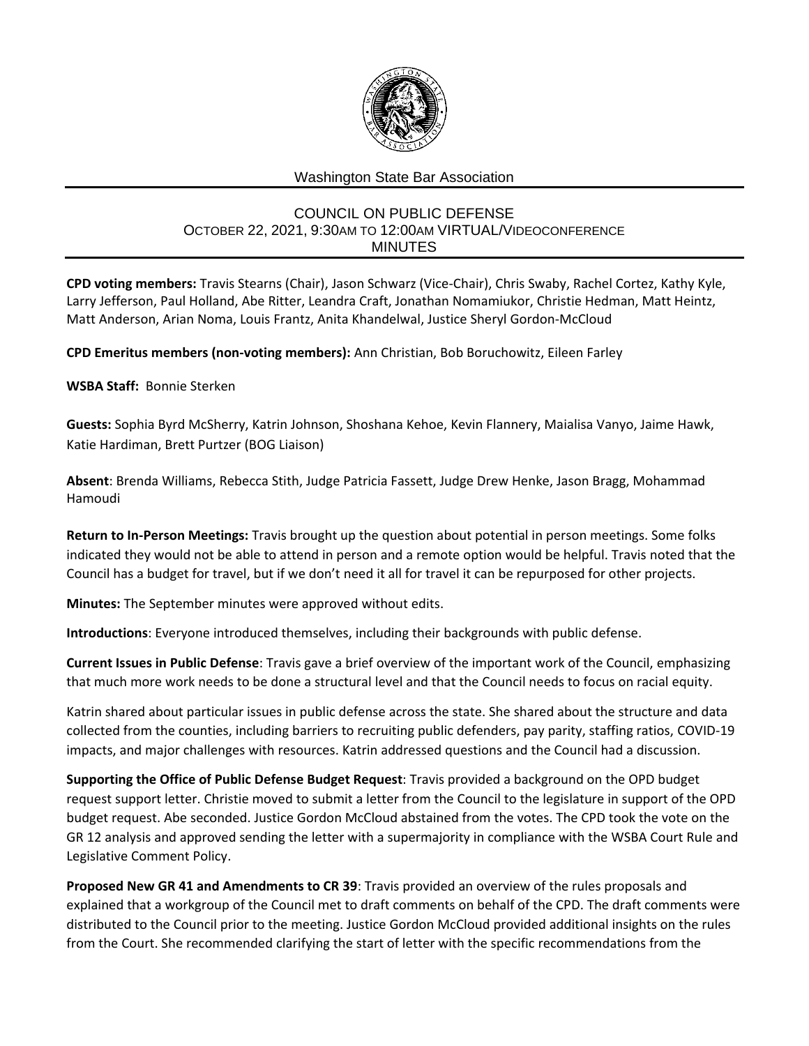Washington State Bar Association

# COUNCIL ON PUBLIC DEFENSE
OCTOBER 22, 2021, 9:30AM TO 12:00AM VIRTUAL/VIDEOCONFERENCE
MINUTES

**CPD voting members:** Travis Stearns (Chair), Jason Schwarz (Vice-Chair), Chris Swaby, Rachel Cortez, Kathy Kyle, Larry Jefferson, Paul Holland, Abe Ritter, Leandra Craft, Jonathan Nomamiukor, Christie Hedman, Matt Heintz, Matt Anderson, Arian Noma, Louis Frantz, Anita Khandelwal, Justice Sheryl Gordon-McCloud

**CPD Emeritus members (non-voting members):** Ann Christian, Bob Boruchowitz, Eileen Farley

**WSBA Staff:** Bonnie Sterken

**Guests:** Sophia Byrd McSherry, Katrin Johnson, Shoshana Kehoe, Kevin Flannery, Maialisa Vanyo, Jaime Hawk, Katie Hardiman, Brett Purtzer (BOG Liaison)

**Absent**: Brenda Williams, Rebecca Stith, Judge Patricia Fassett, Judge Drew Henke, Jason Bragg, Mohammad Hamoudi

**Return to In-Person Meetings:** Travis brought up the question about potential in person meetings. Some folks indicated they would not be able to attend in person and a remote option would be helpful. Travis noted that the Council has a budget for travel, but if we don't need it all for travel it can be repurposed for other projects.

**Minutes:** The September minutes were approved without edits.

**Introductions**: Everyone introduced themselves, including their backgrounds with public defense.

**Current Issues in Public Defense**: Travis gave a brief overview of the important work of the Council, emphasizing that much more work needs to be done a structural level and that the Council needs to focus on racial equity.

Katrin shared about particular issues in public defense across the state. She shared about the structure and data collected from the counties, including barriers to recruiting public defenders, pay parity, staffing ratios, COVID-19 impacts, and major challenges with resources. Katrin addressed questions and the Council had a discussion.

**Supporting the Office of Public Defense Budget Request**: Travis provided a background on the OPD budget request support letter. Christie moved to submit a letter from the Council to the legislature in support of the OPD budget request. Abe seconded. Justice Gordon McCloud abstained from the votes. The CPD took the vote on the GR 12 analysis and approved sending the letter with a supermajority in compliance with the WSBA Court Rule and Legislative Comment Policy.

**Proposed New GR 41 and Amendments to CR 39**: Travis provided an overview of the rules proposals and explained that a workgroup of the Council met to draft comments on behalf of the CPD. The draft comments were distributed to the Council prior to the meeting. Justice Gordon McCloud provided additional insights on the rules from the Court. She recommended clarifying the start of letter with the specific recommendations from the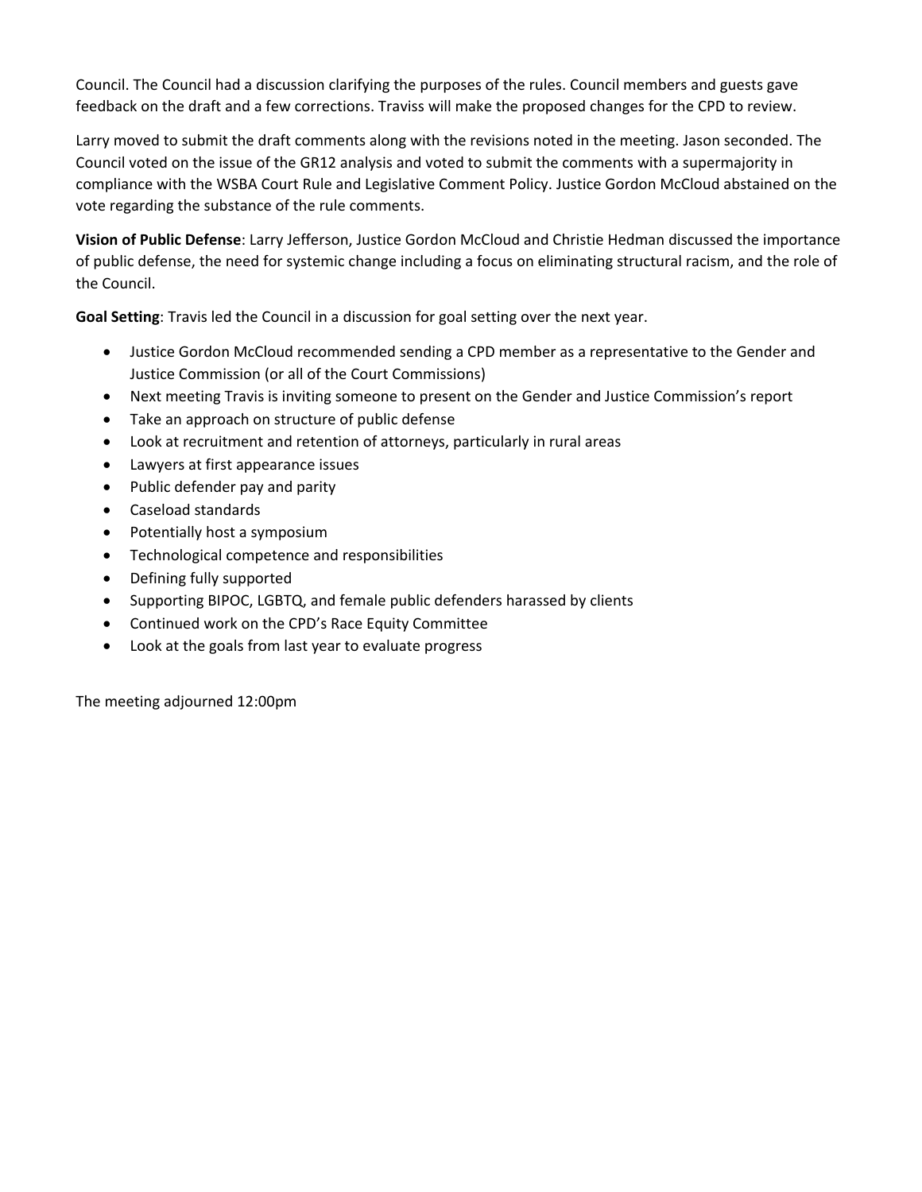Council. The Council had a discussion clarifying the purposes of the rules. Council members and guests gave feedback on the draft and a few corrections. Traviss will make the proposed changes for the CPD to review.

Larry moved to submit the draft comments along with the revisions noted in the meeting. Jason seconded. The Council voted on the issue of the GR12 analysis and voted to submit the comments with a supermajority in compliance with the WSBA Court Rule and Legislative Comment Policy. Justice Gordon McCloud abstained on the vote regarding the substance of the rule comments.

**Vision of Public Defense**: Larry Jefferson, Justice Gordon McCloud and Christie Hedman discussed the importance of public defense, the need for systemic change including a focus on eliminating structural racism, and the role of the Council.

**Goal Setting**: Travis led the Council in a discussion for goal setting over the next year.

- Justice Gordon McCloud recommended sending a CPD member as a representative to the Gender and Justice Commission (or all of the Court Commissions)
- Next meeting Travis is inviting someone to present on the Gender and Justice Commission's report
- Take an approach on structure of public defense
- Look at recruitment and retention of attorneys, particularly in rural areas
- Lawyers at first appearance issues
- Public defender pay and parity
- Caseload standards
- Potentially host a symposium
- Technological competence and responsibilities
- Defining fully supported
- Supporting BIPOC, LGBTQ, and female public defenders harassed by clients
- Continued work on the CPD's Race Equity Committee
- Look at the goals from last year to evaluate progress

The meeting adjourned 12:00pm